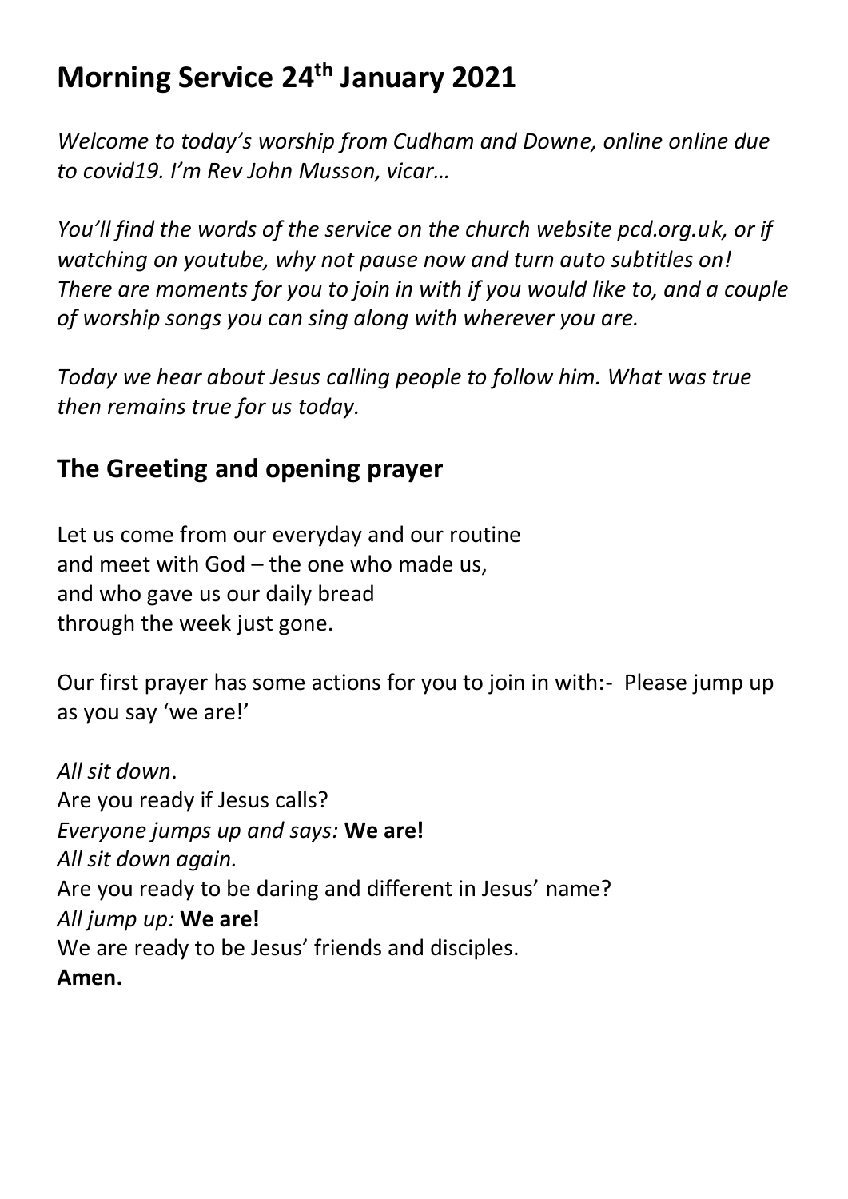# Morning Service 24th January 2021

*Welcome to today's worship from Cudham and Downe, online online due to covid19. I'm Rev John Musson, vicar…*

*You'll find the words of the service on the church website pcd.org.uk, or if watching on youtube, why not pause now and turn auto subtitles on! There are moments for you to join in with if you would like to, and a couple of worship songs you can sing along with wherever you are.*

*Today we hear about Jesus calling people to follow him. What was true then remains true for us today.*

## The Greeting and opening prayer

Let us come from our everyday and our routine
and meet with God – the one who made us,
and who gave us our daily bread
through the week just gone.

Our first prayer has some actions for you to join in with:- Please jump up as you say 'we are!'

*All sit down*.
Are you ready if Jesus calls?
*Everyone jumps up and says:* **We are!**
*All sit down again.*
Are you ready to be daring and different in Jesus' name?
*All jump up:* **We are!**
We are ready to be Jesus' friends and disciples.
**Amen.**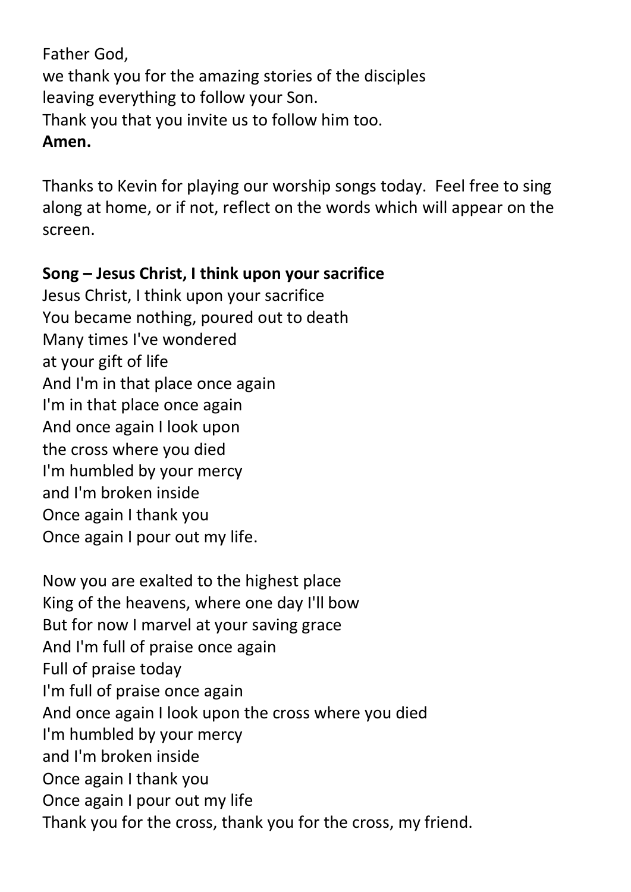Father God,
we thank you for the amazing stories of the disciples
leaving everything to follow your Son.
Thank you that you invite us to follow him too.
**Amen.**

Thanks to Kevin for playing our worship songs today. Feel free to sing along at home, or if not, reflect on the words which will appear on the screen.

**Song – Jesus Christ, I think upon your sacrifice**

Jesus Christ, I think upon your sacrifice
You became nothing, poured out to death
Many times I've wondered
at your gift of life
And I'm in that place once again
I'm in that place once again
And once again I look upon
the cross where you died
I'm humbled by your mercy
and I'm broken inside
Once again I thank you
Once again I pour out my life.

Now you are exalted to the highest place
King of the heavens, where one day I'll bow
But for now I marvel at your saving grace
And I'm full of praise once again
Full of praise today
I'm full of praise once again
And once again I look upon the cross where you died
I'm humbled by your mercy
and I'm broken inside
Once again I thank you
Once again I pour out my life
Thank you for the cross, thank you for the cross, my friend.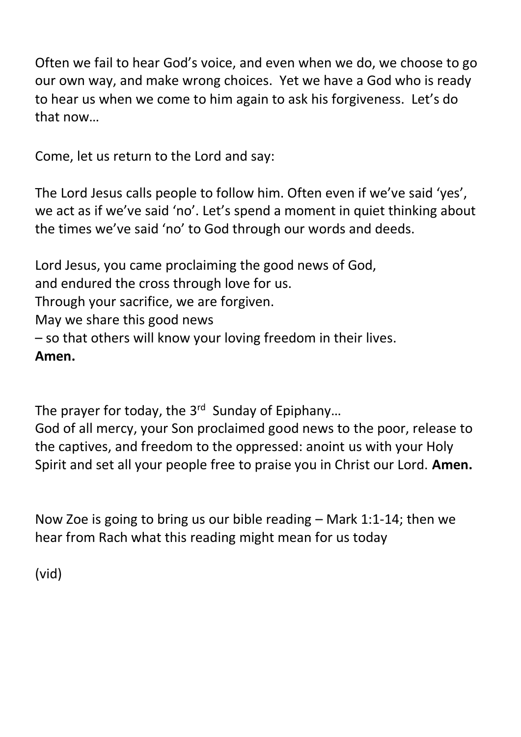Often we fail to hear God's voice, and even when we do, we choose to go our own way, and make wrong choices.  Yet we have a God who is ready to hear us when we come to him again to ask his forgiveness.  Let's do that now…

Come, let us return to the Lord and say:

The Lord Jesus calls people to follow him. Often even if we've said 'yes', we act as if we've said 'no'. Let's spend a moment in quiet thinking about the times we've said 'no' to God through our words and deeds.

Lord Jesus, you came proclaiming the good news of God,
and endured the cross through love for us.
Through your sacrifice, we are forgiven.
May we share this good news
– so that others will know your loving freedom in their lives.
**Amen.**

The prayer for today, the 3rd Sunday of Epiphany…
God of all mercy, your Son proclaimed good news to the poor, release to the captives, and freedom to the oppressed: anoint us with your Holy Spirit and set all your people free to praise you in Christ our Lord. **Amen.**

Now Zoe is going to bring us our bible reading – Mark 1:1-14; then we hear from Rach what this reading might mean for us today

(vid)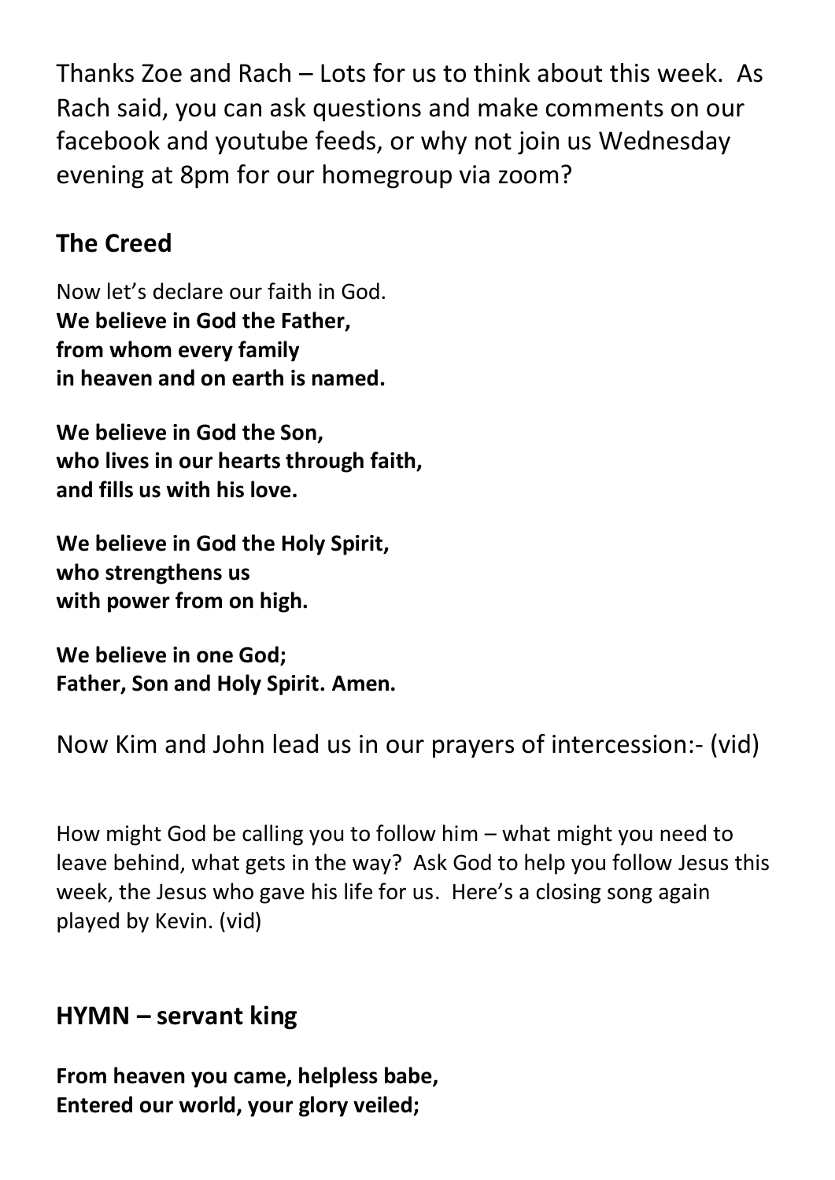Thanks Zoe and Rach – Lots for us to think about this week. As Rach said, you can ask questions and make comments on our facebook and youtube feeds, or why not join us Wednesday evening at 8pm for our homegroup via zoom?

## The Creed

Now let's declare our faith in God.
**We believe in God the Father,**
**from whom every family**
**in heaven and on earth is named.**

**We believe in God the Son,**
**who lives in our hearts through faith,**
**and fills us with his love.**

**We believe in God the Holy Spirit,**
**who strengthens us**
**with power from on high.**

**We believe in one God;**
**Father, Son and Holy Spirit. Amen.**

Now Kim and John lead us in our prayers of intercession:- (vid)

How might God be calling you to follow him – what might you need to leave behind, what gets in the way? Ask God to help you follow Jesus this week, the Jesus who gave his life for us. Here's a closing song again played by Kevin. (vid)

## HYMN – servant king

**From heaven you came, helpless babe,**
**Entered our world, your glory veiled;**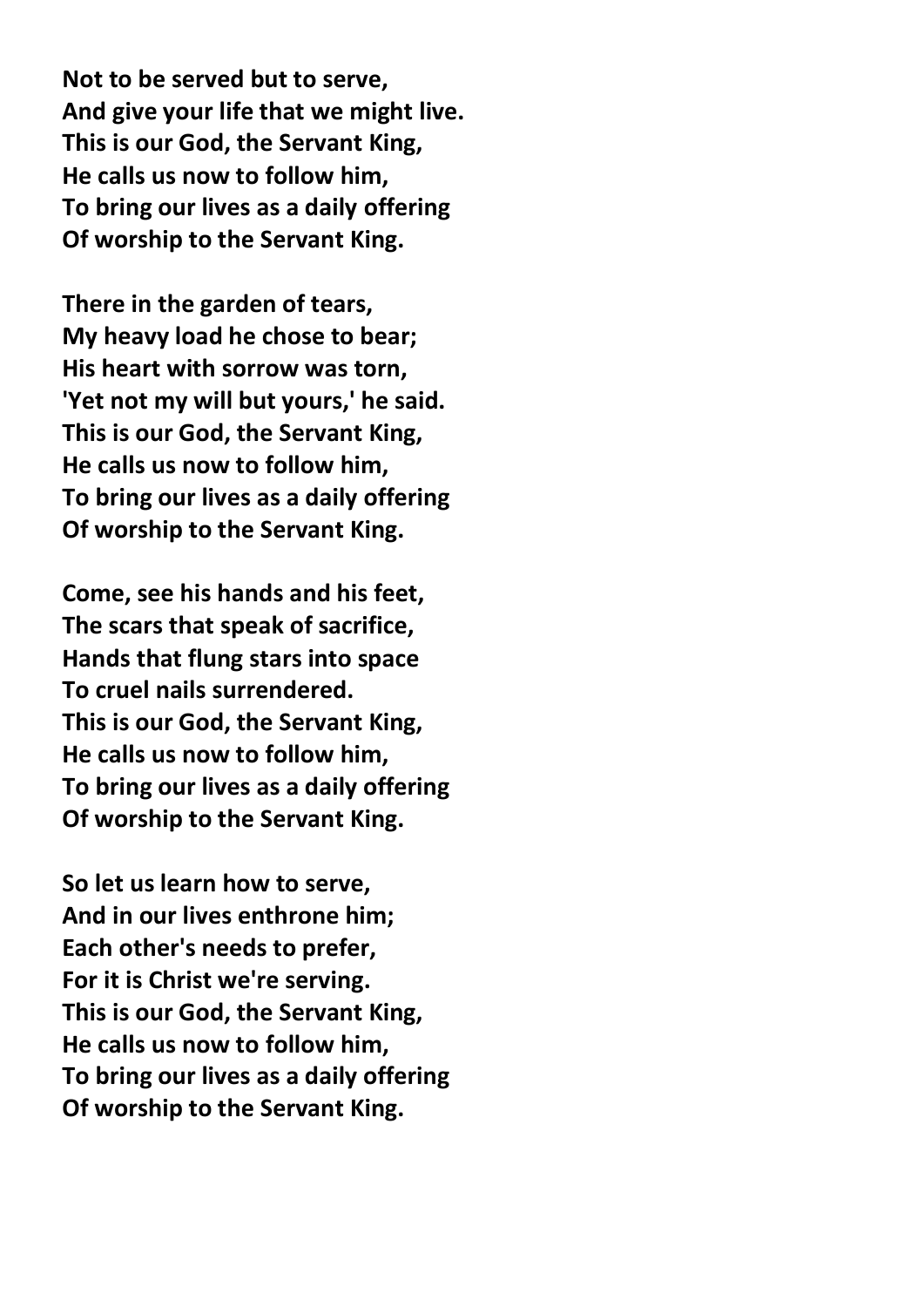**Not to be served but to serve,**
**And give your life that we might live.**
**This is our God, the Servant King,**
**He calls us now to follow him,**
**To bring our lives as a daily offering**
**Of worship to the Servant King.**

**There in the garden of tears,**
**My heavy load he chose to bear;**
**His heart with sorrow was torn,**
**'Yet not my will but yours,' he said.**
**This is our God, the Servant King,**
**He calls us now to follow him,**
**To bring our lives as a daily offering**
**Of worship to the Servant King.**

**Come, see his hands and his feet,**
**The scars that speak of sacrifice,**
**Hands that flung stars into space**
**To cruel nails surrendered.**
**This is our God, the Servant King,**
**He calls us now to follow him,**
**To bring our lives as a daily offering**
**Of worship to the Servant King.**

**So let us learn how to serve,**
**And in our lives enthrone him;**
**Each other's needs to prefer,**
**For it is Christ we're serving.**
**This is our God, the Servant King,**
**He calls us now to follow him,**
**To bring our lives as a daily offering**
**Of worship to the Servant King.**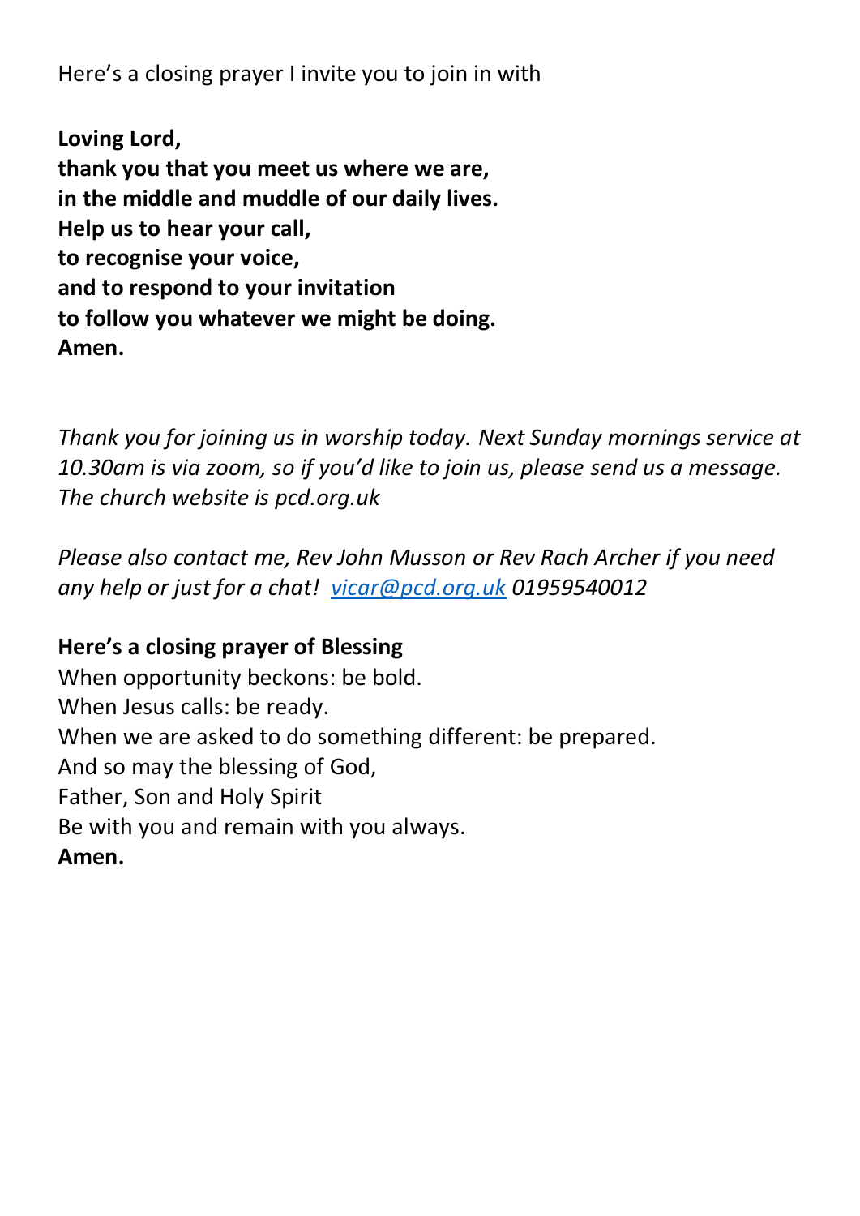Here's a closing prayer I invite you to join in with

**Loving Lord,**
**thank you that you meet us where we are,**
**in the middle and muddle of our daily lives.**
**Help us to hear your call,**
**to recognise your voice,**
**and to respond to your invitation**
**to follow you whatever we might be doing.**
**Amen.**

*Thank you for joining us in worship today. Next Sunday mornings service at 10.30am is via zoom, so if you'd like to join us, please send us a message. The church website is pcd.org.uk*

*Please also contact me, Rev John Musson or Rev Rach Archer if you need any help or just for a chat! [vicar@pcd.org.uk](mailto:vicar@pcd.org.uk) 01959540012*

**Here's a closing prayer of Blessing**

When opportunity beckons: be bold.
When Jesus calls: be ready.
When we are asked to do something different: be prepared.
And so may the blessing of God,
Father, Son and Holy Spirit
Be with you and remain with you always.
**Amen.**